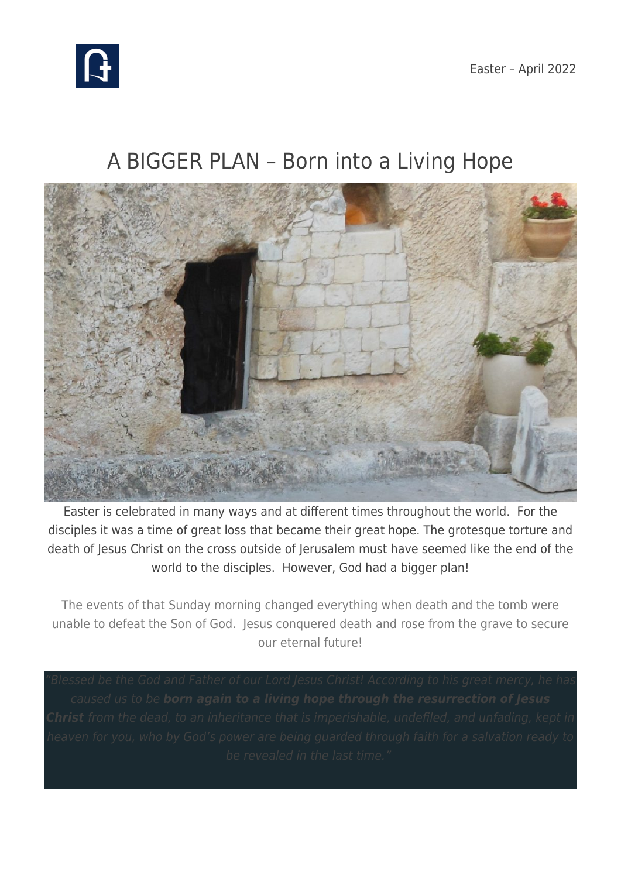Easter – April 2022

# A BIGGER PLAN – Born into a Living Hope

Easter is celebrated in many ways and at different times throughout the world. For the disciples it was a time of great loss that became their great hope. The grotesque torture and death of Jesus Christ on the cross outside of Jerusalem must have seemed like the end of the world to the disciples. However, God had a bigger plan!

The events of that Sunday morning changed everything when death and the tomb were unable to defeat the Son of God. Jesus conquered death and rose from the grave to secure our eternal future!

> *"Blessed be the God and Father of our Lord Jesus Christ! According to his great mercy, he has caused us to be* ***born again to a living hope through the resurrection of Jesus Christ*** *from the dead, to an inheritance that is imperishable, undefiled, and unfading, kept in heaven for you, who by God's power are being guarded through faith for a salvation ready to be revealed in the last time."*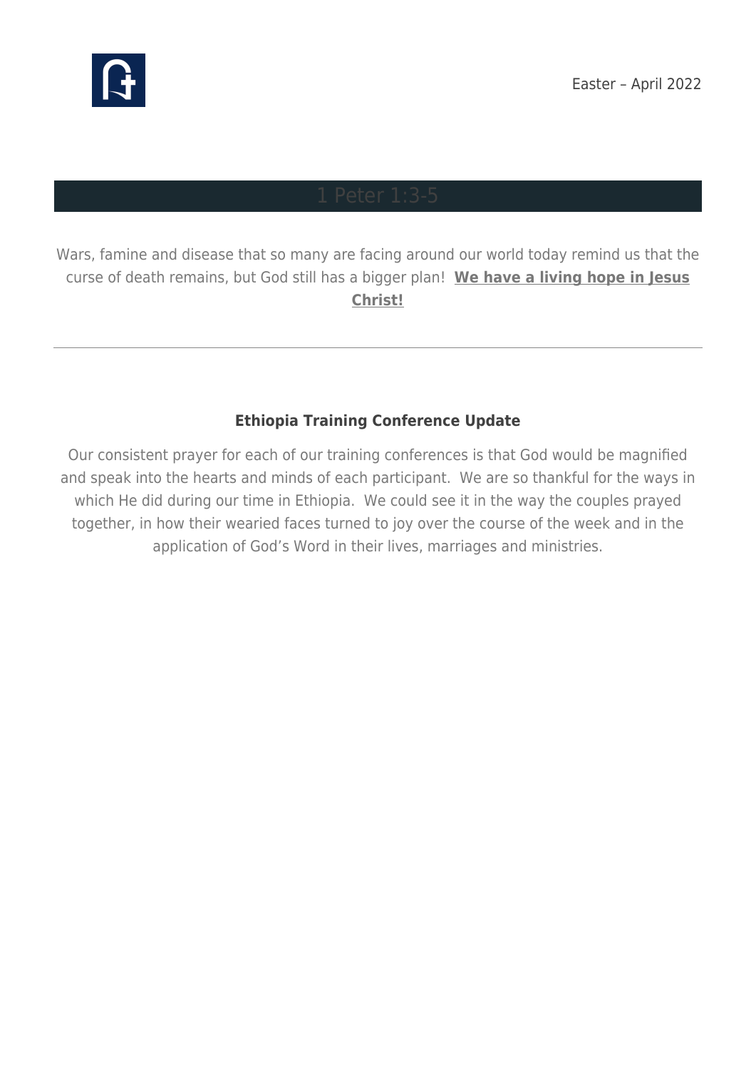## 1 Peter 1:3-5

Wars, famine and disease that so many are facing around our world today remind us that the curse of death remains, but God still has a bigger plan! **We have a living hope in Jesus Christ!**

---

### Ethiopia Training Conference Update

Our consistent prayer for each of our training conferences is that God would be magnified and speak into the hearts and minds of each participant. We are so thankful for the ways in which He did during our time in Ethiopia. We could see it in the way the couples prayed together, in how their wearied faces turned to joy over the course of the week and in the application of God's Word in their lives, marriages and ministries.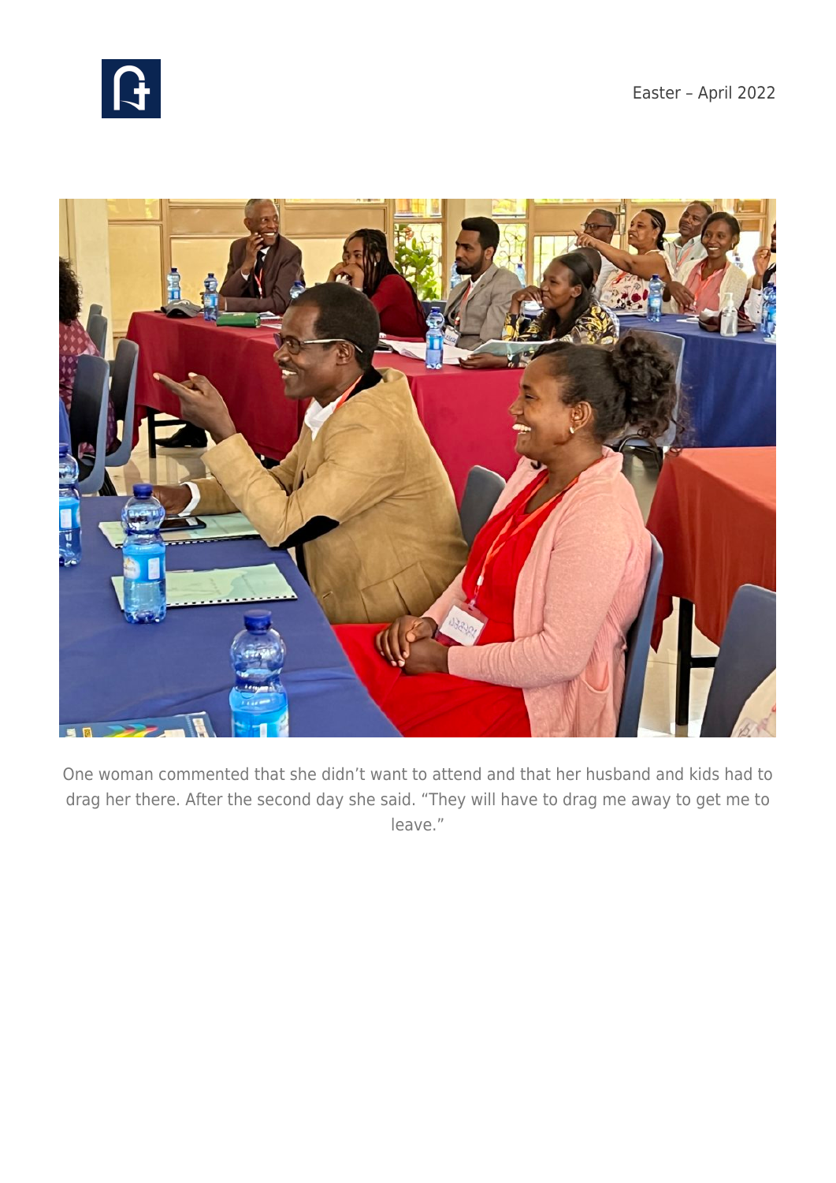One woman commented that she didn't want to attend and that her husband and kids had to drag her there. After the second day she said. "They will have to drag me away to get me to leave."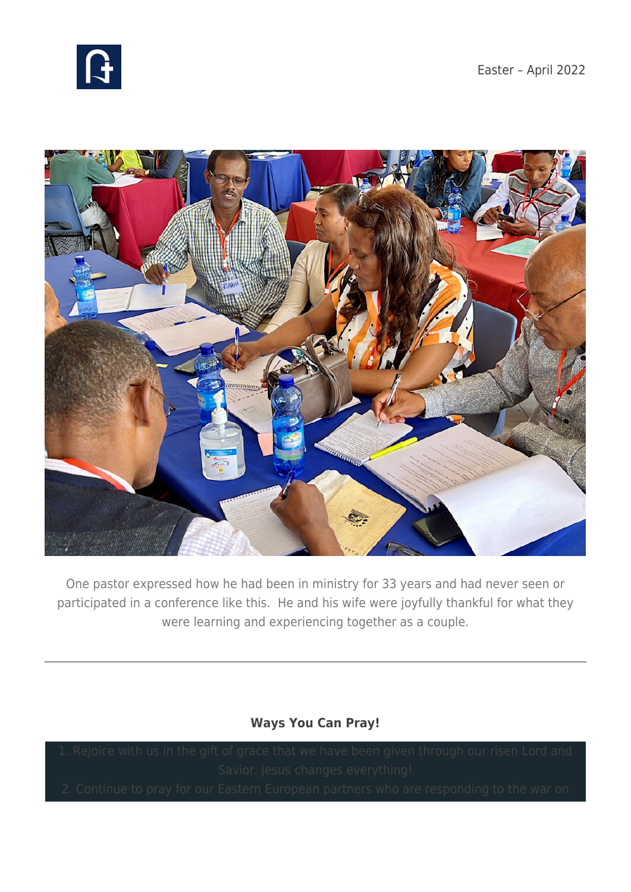One pastor expressed how he had been in ministry for 33 years and had never seen or participated in a conference like this.  He and his wife were joyfully thankful for what they were learning and experiencing together as a couple.

---

**Ways You Can Pray!**

1. Rejoice with us in the gift of grace that we have been given through our risen Lord and Savior. Jesus changes everything!
2. Continue to pray for our Eastern European partners who are responding to the war on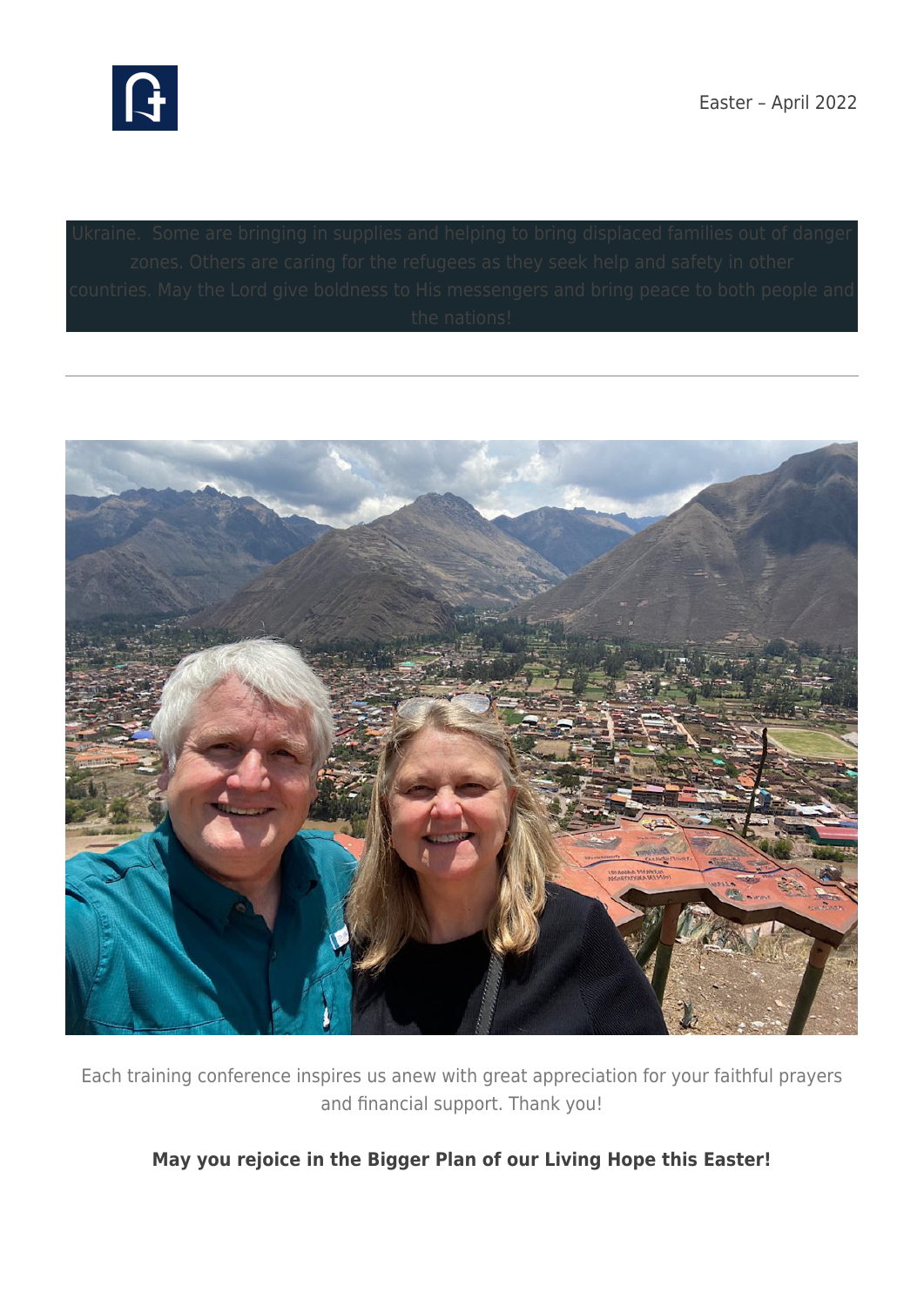Ukraine. Some are bringing in supplies and helping to bring displaced families out of danger zones. Others are caring for the refugees as they seek help and safety in other countries. May the Lord give boldness to His messengers and bring peace to both people and the nations!

---

Each training conference inspires us anew with great appreciation for your faithful prayers and financial support. Thank you!

**May you rejoice in the Bigger Plan of our Living Hope this Easter!**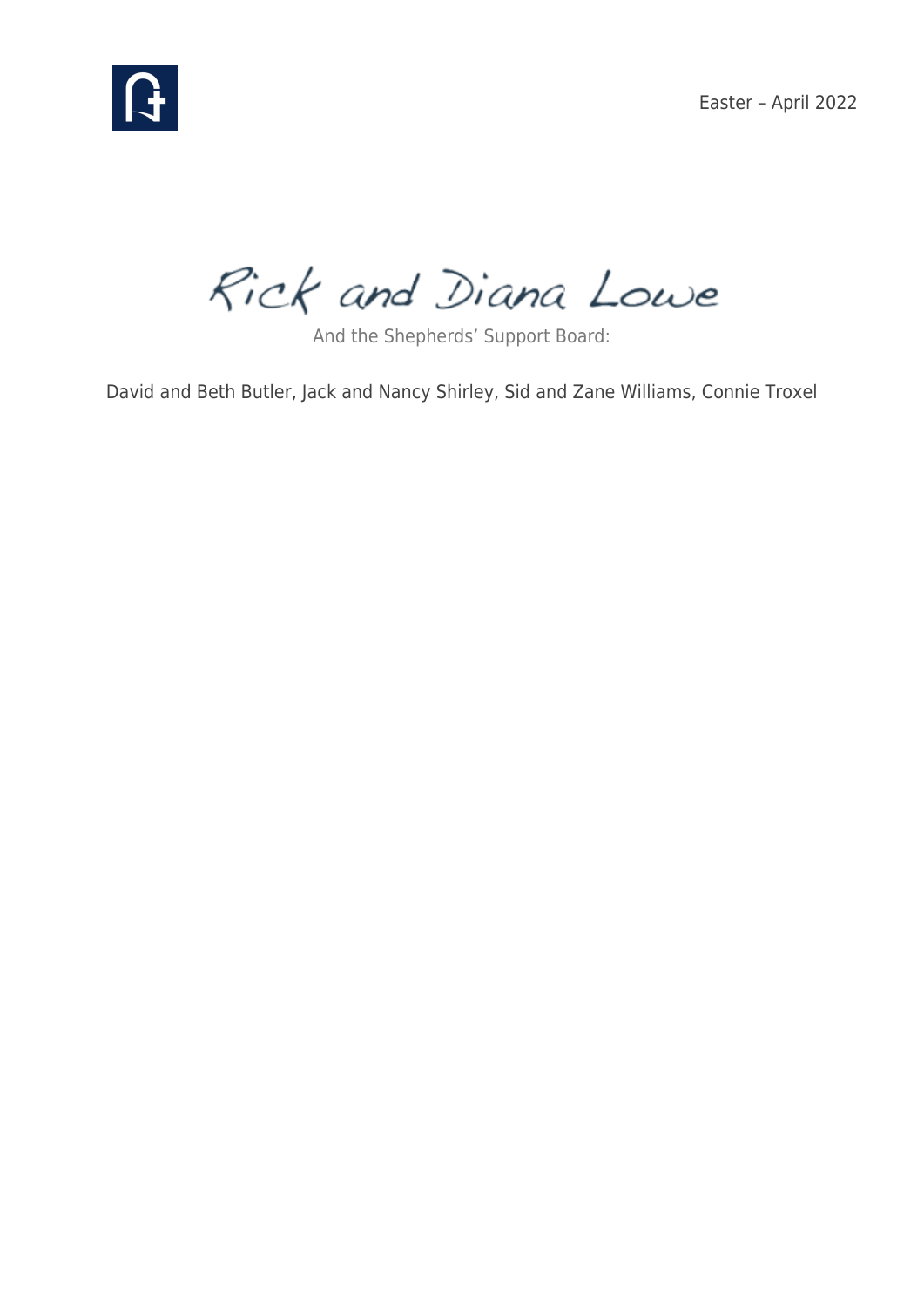Easter – April 2022

Rick and Diana Lowe

And the Shepherds' Support Board:

David and Beth Butler, Jack and Nancy Shirley, Sid and Zane Williams, Connie Troxel